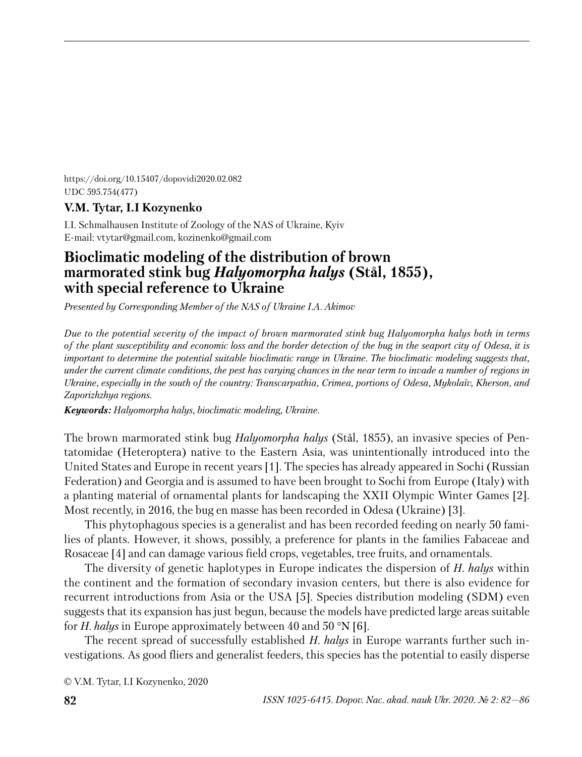https://doi.org/10.15407/dopovidi2020.02.082
UDC 595.754(477)

**V.M. Tytar, I.I Kozynenko**

I.I. Schmalhausen Institute of Zoology of the NAS of Ukraine, Kyiv
E-mail: vtytar@gmail.com, kozinenko@gmail.com

# Bioclimatic modeling of the distribution of brown marmorated stink bug *Halyomorpha halys* (Stål, 1855), with special reference to Ukraine

*Presented by Corresponding Member of the NAS of Ukraine I.A. Akimov*

*Due to the potential severity of the impact of brown marmorated stink bug Halyomorpha halys both in terms of the plant susceptibility and economic loss and the border detection of the bug in the seaport city of Odesa, it is important to determine the potential suitable bioclimatic range in Ukraine. The bioclimatic modeling suggests that, under the current climate conditions, the pest has varying chances in the near term to invade a number of regions in Ukraine, especially in the south of the country: Transcarpathia, Crimea, portions of Odesa, Mykolaïv, Kherson, and Zaporizhzhya regions.*

***Keywords:*** *Halyomorpha halys, bioclimatic modeling, Ukraine.*

The brown marmorated stink bug *Halyomorpha halys* (Stål, 1855), an invasive species of Pentatomidae (Heteroptera) native to the Eastern Asia, was unintentionally introduced into the United States and Europe in recent years [1]. The species has already appeared in Sochi (Russian Federation) and Georgia and is assumed to have been brought to Sochi from Europe (Italy) with a planting material of ornamental plants for landscaping the XXII Olympic Winter Games [2]. Most recently, in 2016, the bug en masse has been recorded in Odesa (Ukraine) [3].

This phytophagous species is a generalist and has been recorded feeding on nearly 50 families of plants. However, it shows, possibly, a preference for plants in the families Fabaceae and Rosaceae [4] and can damage various field crops, vegetables, tree fruits, and ornamentals.

The diversity of genetic haplotypes in Europe indicates the dispersion of *H. halys* within the continent and the formation of secondary invasion centers, but there is also evidence for recurrent introductions from Asia or the USA [5]. Species distribution modeling (SDM) even suggests that its expansion has just begun, because the models have predicted large areas suitable for *H. halys* in Europe approximately between 40 and 50 °N [6].

The recent spread of successfully established *H. halys* in Europe warrants further such investigations. As good fliers and generalist feeders, this species has the potential to easily disperse

© V.M. Tytar, I.I Kozynenko, 2020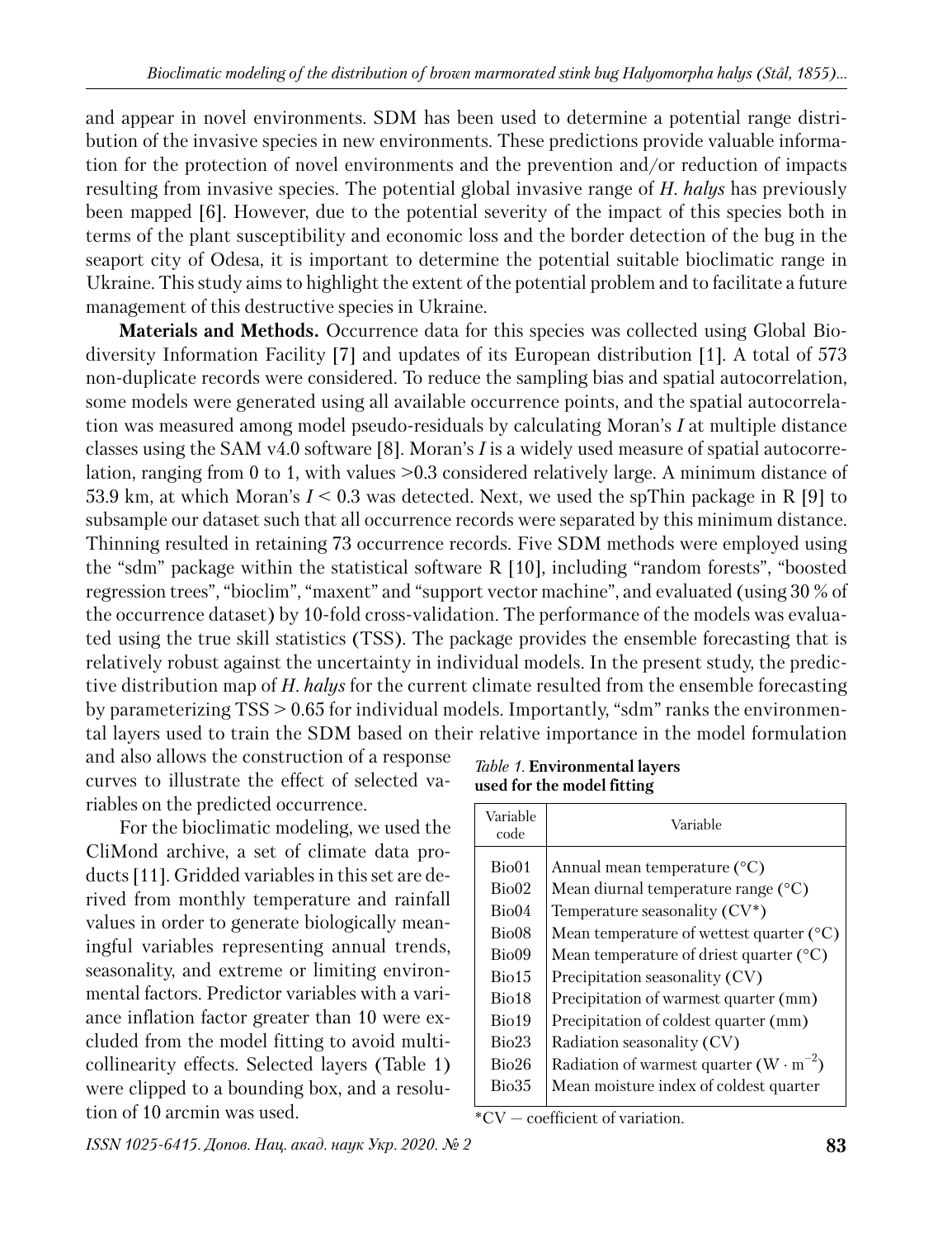and appear in novel environments. SDM has been used to determine a potential range distribution of the invasive species in new environments. These predictions provide valuable information for the protection of novel environments and the prevention and/or reduction of impacts resulting from invasive species. The potential global invasive range of *H. halys* has previously been mapped [6]. However, due to the potential severity of the impact of this species both in terms of the plant susceptibility and economic loss and the border detection of the bug in the seaport city of Odesa, it is important to determine the potential suitable bioclimatic range in Ukraine. This study aims to highlight the extent of the potential problem and to facilitate a future management of this destructive species in Ukraine.

**Materials and Methods.** Occurrence data for this species was collected using Global Biodiversity Information Facility [7] and updates of its European distribution [1]. A total of 573 non-duplicate records were considered. To reduce the sampling bias and spatial autocorrelation, some models were generated using all available occurrence points, and the spatial autocorrelation was measured among model pseudo-residuals by calculating Moran's $I$ at multiple distance classes using the SAM v4.0 software [8]. Moran's $I$ is a widely used measure of spatial autocorrelation, ranging from 0 to 1, with values >0.3 considered relatively large. A minimum distance of 53.9 km, at which Moran's $I < 0.3$ was detected. Next, we used the spThin package in R [9] to subsample our dataset such that all occurrence records were separated by this minimum distance. Thinning resulted in retaining 73 occurrence records. Five SDM methods were employed using the "sdm" package within the statistical software R [10], including "random forests", "boosted regression trees", "bioclim", "maxent" and "support vector machine", and evaluated (using 30 % of the occurrence dataset) by 10-fold cross-validation. The performance of the models was evaluated using the true skill statistics (TSS). The package provides the ensemble forecasting that is relatively robust against the uncertainty in individual models. In the present study, the predictive distribution map of *H. halys* for the current climate resulted from the ensemble forecasting by parameterizing TSS > 0.65 for individual models. Importantly, "sdm" ranks the environmental layers used to train the SDM based on their relative importance in the model formulation and also allows the construction of a response curves to illustrate the effect of selected variables on the predicted occurrence.

For the bioclimatic modeling, we used the CliMond archive, a set of climate data products [11]. Gridded variables in this set are derived from monthly temperature and rainfall values in order to generate biologically meaningful variables representing annual trends, seasonality, and extreme or limiting environmental factors. Predictor variables with a variance inflation factor greater than 10 were excluded from the model fitting to avoid multicollinearity effects. Selected layers (Table 1) were clipped to a bounding box, and a resolution of 10 arcmin was used.

*Table 1.* **Environmental layers used for the model fitting**

| Variable code | Variable |
|---|---|
| Bio01 | Annual mean temperature (°C) |
| Bio02 | Mean diurnal temperature range (°C) |
| Bio04 | Temperature seasonality (CV*) |
| Bio08 | Mean temperature of wettest quarter (°C) |
| Bio09 | Mean temperature of driest quarter (°C) |
| Bio15 | Precipitation seasonality (CV) |
| Bio18 | Precipitation of warmest quarter (mm) |
| Bio19 | Precipitation of coldest quarter (mm) |
| Bio23 | Radiation seasonality (CV) |
| Bio26 | Radiation of warmest quarter ($W \cdot m^{-2}$) |
| Bio35 | Mean moisture index of coldest quarter |

*CV — coefficient of variation.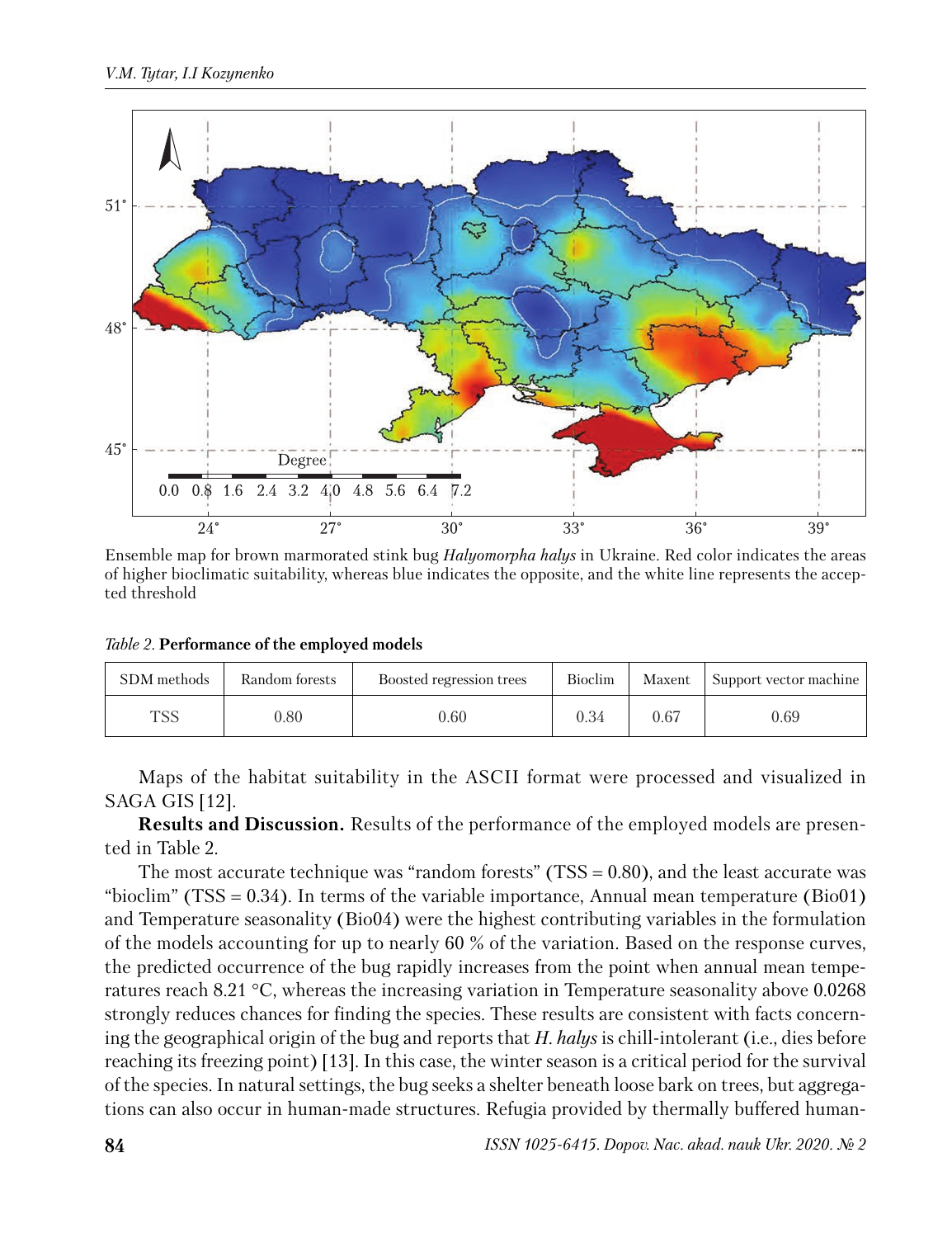Ensemble map for brown marmorated stink bug *Halyomorpha halys* in Ukraine. Red color indicates the areas of higher bioclimatic suitability, whereas blue indicates the opposite, and the white line represents the accepted threshold

*Table 2.* **Performance of the employed models**

| SDM methods | Random forests | Boosted regression trees | Bioclim | Maxent | Support vector machine |
|---|---|---|---|---|---|
| TSS | 0.80 | 0.60 | 0.34 | 0.67 | 0.69 |

Maps of the habitat suitability in the ASCII format were processed and visualized in SAGA GIS [12].

**Results and Discussion.** Results of the performance of the employed models are presented in Table 2.

The most accurate technique was "random forests" (TSS = 0.80), and the least accurate was "bioclim" (TSS = 0.34). In terms of the variable importance, Annual mean temperature (Bio01) and Temperature seasonality (Bio04) were the highest contributing variables in the formulation of the models accounting for up to nearly 60 % of the variation. Based on the response curves, the predicted occurrence of the bug rapidly increases from the point when annual mean temperatures reach 8.21 °C, whereas the increasing variation in Temperature seasonality above 0.0268 strongly reduces chances for finding the species. These results are consistent with facts concerning the geographical origin of the bug and reports that *H. halys* is chill-intolerant (i.e., dies before reaching its freezing point) [13]. In this case, the winter season is a critical period for the survival of the species. In natural settings, the bug seeks a shelter beneath loose bark on trees, but aggregations can also occur in human-made structures. Refugia provided by thermally buffered human-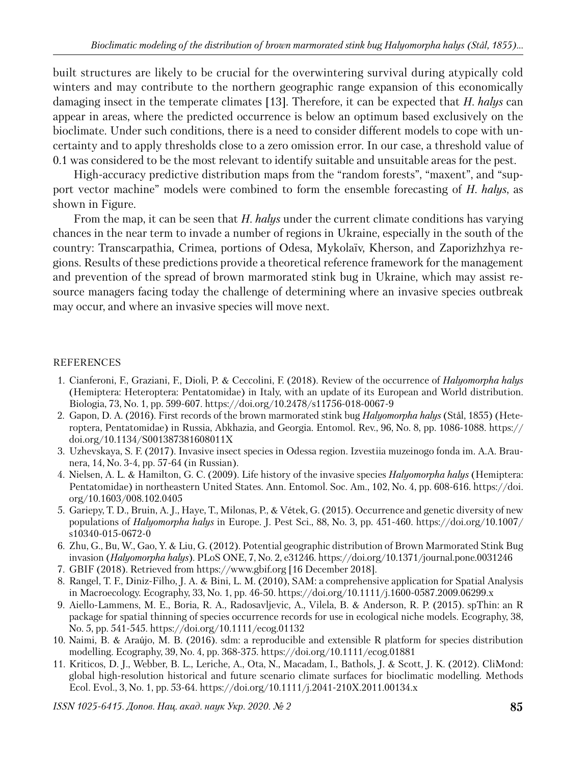built structures are likely to be crucial for the overwintering survival during atypically cold winters and may contribute to the northern geographic range expansion of this economically damaging insect in the temperate climates [13]. Therefore, it can be expected that *H. halys* can appear in areas, where the predicted occurrence is below an optimum based exclusively on the bioclimate. Under such conditions, there is a need to consider different models to cope with uncertainty and to apply thresholds close to a zero omission error. In our case, a threshold value of 0.1 was considered to be the most relevant to identify suitable and unsuitable areas for the pest.

High-accuracy predictive distribution maps from the "random forests", "maxent", and "support vector machine" models were combined to form the ensemble forecasting of *H. halys*, as shown in Figure.

From the map, it can be seen that *H. halys* under the current climate conditions has varying chances in the near term to invade a number of regions in Ukraine, especially in the south of the country: Transcarpathia, Crimea, portions of Odesa, Mykolaïv, Kherson, and Zaporizhzhya regions. Results of these predictions provide a theoretical reference framework for the management and prevention of the spread of brown marmorated stink bug in Ukraine, which may assist resource managers facing today the challenge of determining where an invasive species outbreak may occur, and where an invasive species will move next.

## REFERENCES

1. Cianferoni, F., Graziani, F., Dioli, P. & Ceccolini, F. (2018). Review of the occurrence of *Halyomorpha halys* (Hemiptera: Heteroptera: Pentatomidae) in Italy, with an update of its European and World distribution. Biologia, 73, No. 1, pp. 599-607. https://doi.org/10.2478/s11756-018-0067-9
2. Gapon, D. A. (2016). First records of the brown marmorated stink bug *Halyomorpha halys* (Stål, 1855) (Heteroptera, Pentatomidae) in Russia, Abkhazia, and Georgia. Entomol. Rev., 96, No. 8, pp. 1086-1088. https://doi.org/10.1134/S001387381608011X
3. Uzhevskaya, S. F. (2017). Invasive insect species in Odessa region. Izvestiia muzeinogo fonda im. A.A. Braunera, 14, No. 3-4, pp. 57-64 (in Russian).
4. Nielsen, A. L. & Hamilton, G. C. (2009). Life history of the invasive species *Halyomorpha halys* (Hemiptera: Pentatomidae) in northeastern United States. Ann. Entomol. Soc. Am., 102, No. 4, pp. 608-616. https://doi.org/10.1603/008.102.0405
5. Gariepy, T. D., Bruin, A. J., Haye, T., Milonas, P., & Vétek, G. (2015). Occurrence and genetic diversity of new populations of *Halyomorpha halys* in Europe. J. Pest Sci., 88, No. 3, pp. 451-460. https://doi.org/10.1007/s10340-015-0672-0
6. Zhu, G., Bu, W., Gao, Y. & Liu, G. (2012). Potential geographic distribution of Brown Marmorated Stink Bug invasion (*Halyomorpha halys*). PLoS ONE, 7, No. 2, e31246. https://doi.org/10.1371/journal.pone.0031246
7. GBIF (2018). Retrieved from https://www.gbif.org [16 December 2018].
8. Rangel, T. F., Diniz-Filho, J. A. & Bini, L. M. (2010), SAM: a comprehensive application for Spatial Analysis in Macroecology. Ecography, 33, No. 1, pp. 46-50. https://doi.org/10.1111/j.1600-0587.2009.06299.x
9. Aiello-Lammens, M. E., Boria, R. A., Radosavljevic, A., Vilela, B. & Anderson, R. P. (2015). spThin: an R package for spatial thinning of species occurrence records for use in ecological niche models. Ecography, 38, No. 5, pp. 541-545. https://doi.org/10.1111/ecog.01132
10. Naimi, B. & Araújo, M. B. (2016). sdm: a reproducible and extensible R platform for species distribution modelling. Ecography, 39, No. 4, pp. 368-375. https://doi.org/10.1111/ecog.01881
11. Kriticos, D. J., Webber, B. L., Leriche, A., Ota, N., Macadam, I., Bathols, J. & Scott, J. K. (2012). CliMond: global high-resolution historical and future scenario climate surfaces for bioclimatic modelling. Methods Ecol. Evol., 3, No. 1, pp. 53-64. https://doi.org/10.1111/j.2041-210X.2011.00134.x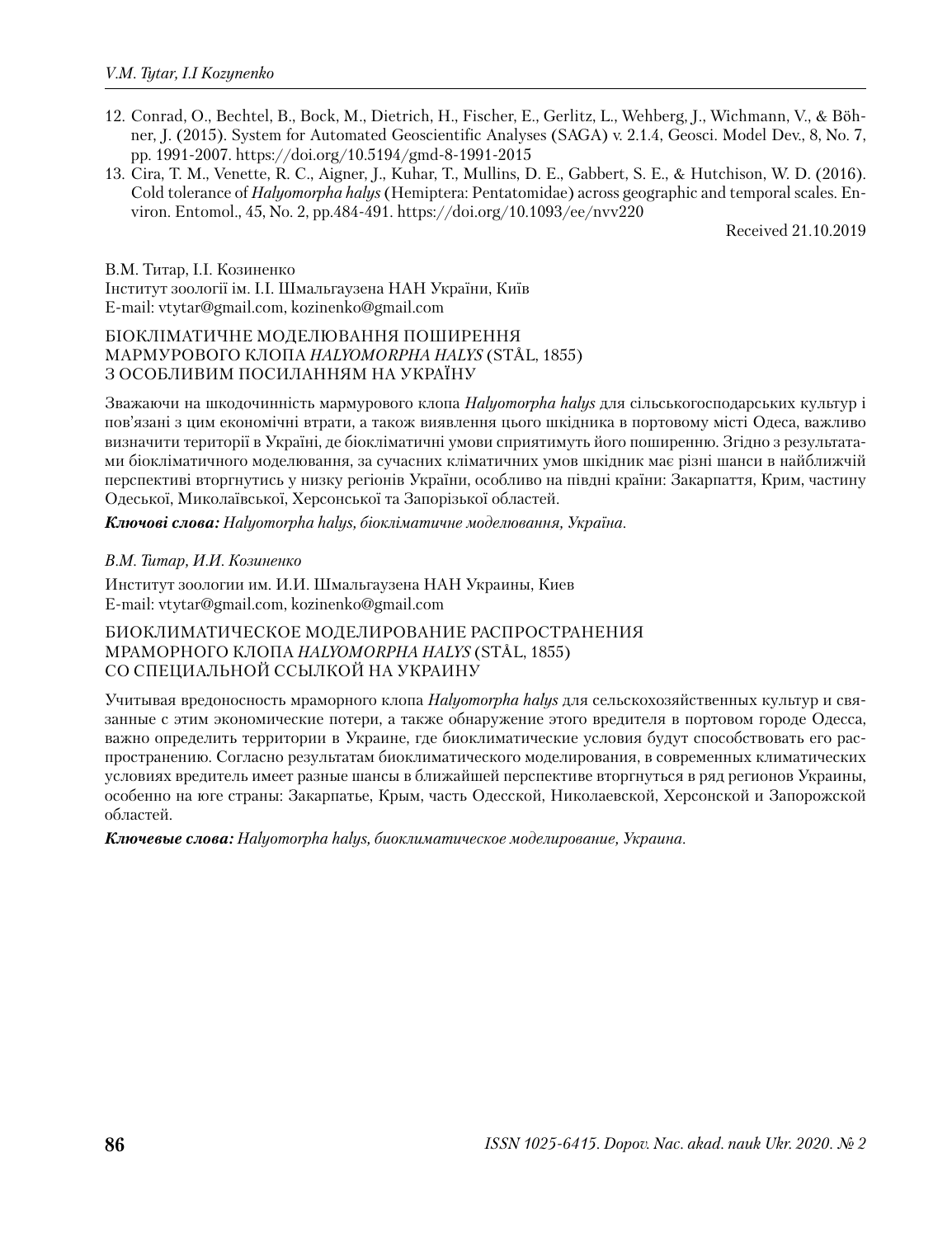12. Conrad, O., Bechtel, B., Bock, M., Dietrich, H., Fischer, E., Gerlitz, L., Wehberg, J., Wichmann, V., & Böhner, J. (2015). System for Automated Geoscientific Analyses (SAGA) v. 2.1.4, Geosci. Model Dev., 8, No. 7, pp. 1991-2007. https://doi.org/10.5194/gmd-8-1991-2015
13. Cira, T. M., Venette, R. C., Aigner, J., Kuhar, T., Mullins, D. E., Gabbert, S. E., & Hutchison, W. D. (2016). Cold tolerance of *Halyomorpha halys* (Hemiptera: Pentatomidae) across geographic and temporal scales. Environ. Entomol., 45, No. 2, pp.484-491. https://doi.org/10.1093/ee/nvv220

Received 21.10.2019

В.М. Титар, І.І. Козиненко

Інститут зоології ім. І.І. Шмальгаузена НАН України, Київ
E-mail: vtytar@gmail.com, kozinenko@gmail.com

## БІОКЛІМАТИЧНЕ МОДЕЛЮВАННЯ ПОШИРЕННЯ МАРМУРОВОГО КЛОПА *HALYOMORPHA HALYS* (STÅL, 1855) З ОСОБЛИВИМ ПОСИЛАННЯМ НА УКРАЇНУ

Зважаючи на шкодочинність мармурового клопа *Halyomorpha halys* для сільськогосподарських культур і пов'язані з цим економічні втрати, а також виявлення цього шкідника в портовому місті Одеса, важливо визначити території в Україні, де біокліматичні умови сприятимуть його поширенню. Згідно з результатами біокліматичного моделювання, за сучасних кліматичних умов шкідник має різні шанси в найближчій перспективі вторгнутись у низку регіонів України, особливо на півдні країни: Закарпаття, Крим, частину Одеської, Миколаївської, Херсонської та Запорізької областей.

***Ключові слова:*** *Halyomorpha halys, біокліматичне моделювання, Україна.*

*В.М. Титар, И.И. Козиненко*

Институт зоологии им. И.И. Шмальгаузена НАН Украины, Киев
E-mail: vtytar@gmail.com, kozinenko@gmail.com

## БИОКЛИМАТИЧЕСКОЕ МОДЕЛИРОВАНИЕ РАСПРОСТРАНЕНИЯ МРАМОРНОГО КЛОПА *HALYOMORPHA HALYS* (STÅL, 1855) СО СПЕЦИАЛЬНОЙ ССЫЛКОЙ НА УКРАИНУ

Учитывая вредоносность мраморного клопа *Halyomorpha halys* для сельскохозяйственных культур и связанные с этим экономические потери, а также обнаружение этого вредителя в портовом городе Одесса, важно определить территории в Украине, где биоклиматические условия будут способствовать его распространению. Согласно результатам биоклиматического моделирования, в современных климатических условиях вредитель имеет разные шансы в ближайшей перспективе вторгнуться в ряд регионов Украины, особенно на юге страны: Закарпатье, Крым, часть Одесской, Николаевской, Херсонской и Запорожской областей.

***Ключевые слова:*** *Halyomorpha halys, биоклиматическое моделирование, Украина.*